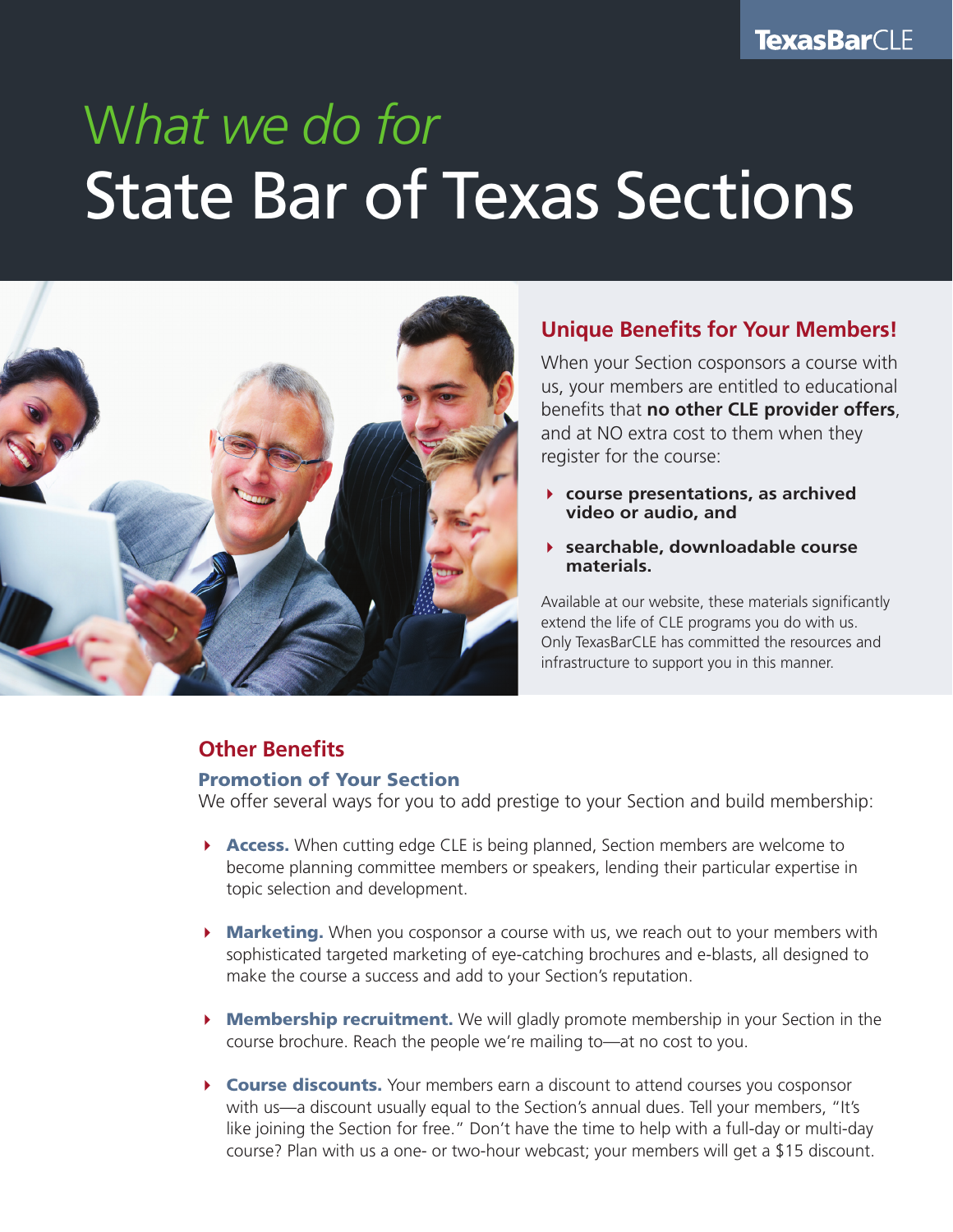TexasBarCLE

# *What we do for* State Bar of Texas Sections

## Unique Benefits for Your Members!

When your Section cosponsors a course with us, your members are entitled to educational benefits that **no other CLE provider offers**, and at NO extra cost to them when they register for the course:

- **course presentations, as archived video or audio, and**
- **searchable, downloadable course materials.**

Available at our website, these materials significantly extend the life of CLE programs you do with us. Only TexasBarCLE has committed the resources and infrastructure to support you in this manner.

## Other Benefits

### Promotion of Your Section

We offer several ways for you to add prestige to your Section and build membership:

- **Access.** When cutting edge CLE is being planned, Section members are welcome to become planning committee members or speakers, lending their particular expertise in topic selection and development.
- **Marketing.** When you cosponsor a course with us, we reach out to your members with sophisticated targeted marketing of eye-catching brochures and e-blasts, all designed to make the course a success and add to your Section's reputation.
- **Membership recruitment.** We will gladly promote membership in your Section in the course brochure. Reach the people we're mailing to—at no cost to you.
- **Course discounts.** Your members earn a discount to attend courses you cosponsor with us—a discount usually equal to the Section's annual dues. Tell your members, "It's like joining the Section for free." Don't have the time to help with a full-day or multi-day course? Plan with us a one- or two-hour webcast; your members will get a $15 discount.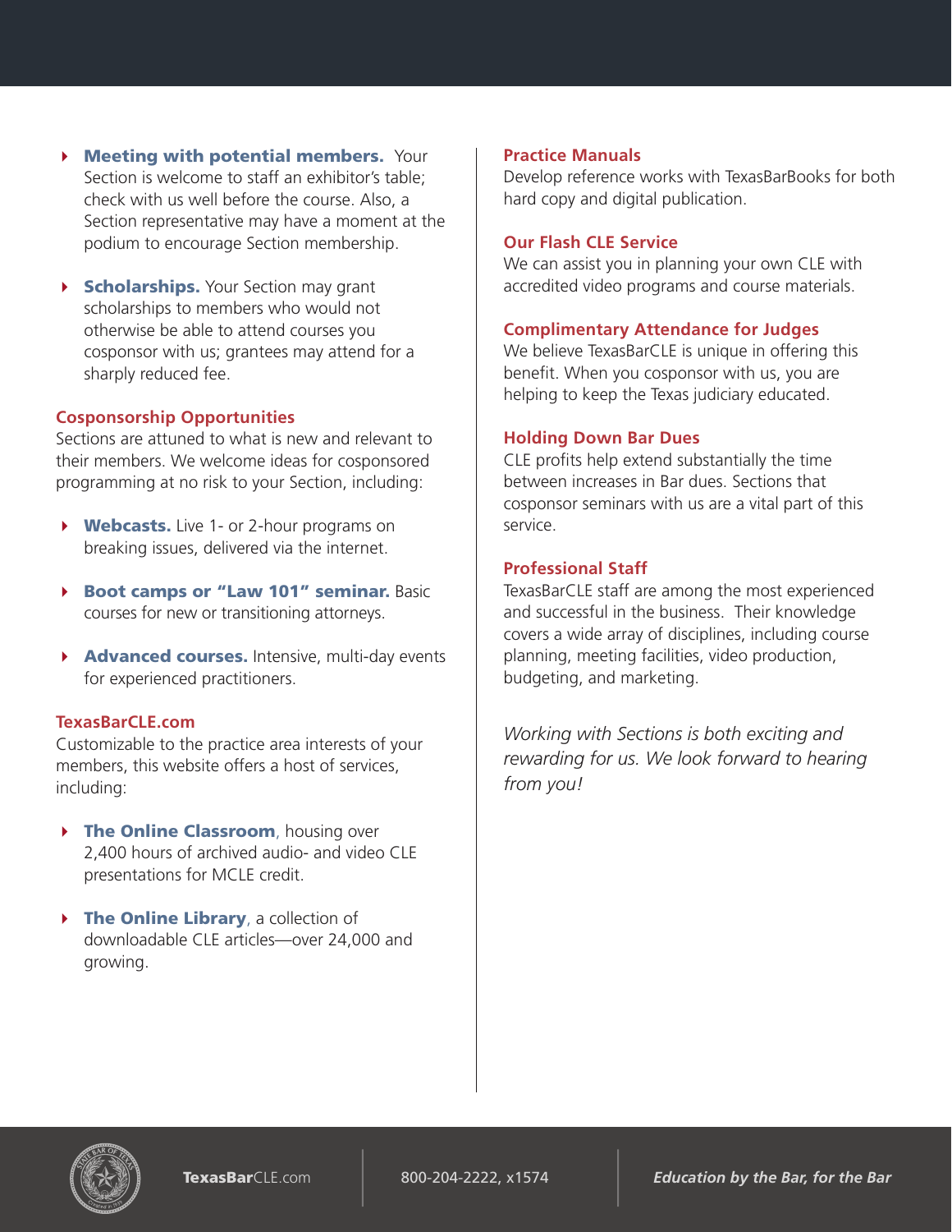- **Meeting with potential members.** Your Section is welcome to staff an exhibitor's table; check with us well before the course. Also, a Section representative may have a moment at the podium to encourage Section membership.

- **Scholarships.** Your Section may grant scholarships to members who would not otherwise be able to attend courses you cosponsor with us; grantees may attend for a sharply reduced fee.

### Cosponsorship Opportunities

Sections are attuned to what is new and relevant to their members. We welcome ideas for cosponsored programming at no risk to your Section, including:

- **Webcasts.** Live 1- or 2-hour programs on breaking issues, delivered via the internet.

- **Boot camps or "Law 101" seminar.** Basic courses for new or transitioning attorneys.

- **Advanced courses.** Intensive, multi-day events for experienced practitioners.

### TexasBarCLE.com

Customizable to the practice area interests of your members, this website offers a host of services, including:

- **The Online Classroom**, housing over 2,400 hours of archived audio- and video CLE presentations for MCLE credit.

- **The Online Library**, a collection of downloadable CLE articles—over 24,000 and growing.

### Practice Manuals

Develop reference works with TexasBarBooks for both hard copy and digital publication.

### Our Flash CLE Service

We can assist you in planning your own CLE with accredited video programs and course materials.

### Complimentary Attendance for Judges

We believe TexasBarCLE is unique in offering this benefit. When you cosponsor with us, you are helping to keep the Texas judiciary educated.

### Holding Down Bar Dues

CLE profits help extend substantially the time between increases in Bar dues. Sections that cosponsor seminars with us are a vital part of this service.

### Professional Staff

TexasBarCLE staff are among the most experienced and successful in the business. Their knowledge covers a wide array of disciplines, including course planning, meeting facilities, video production, budgeting, and marketing.

*Working with Sections is both exciting and rewarding for us. We look forward to hearing from you!*

**TexasBar**CLE.com | 800-204-2222, x1574 | ***Education by the Bar, for the Bar***